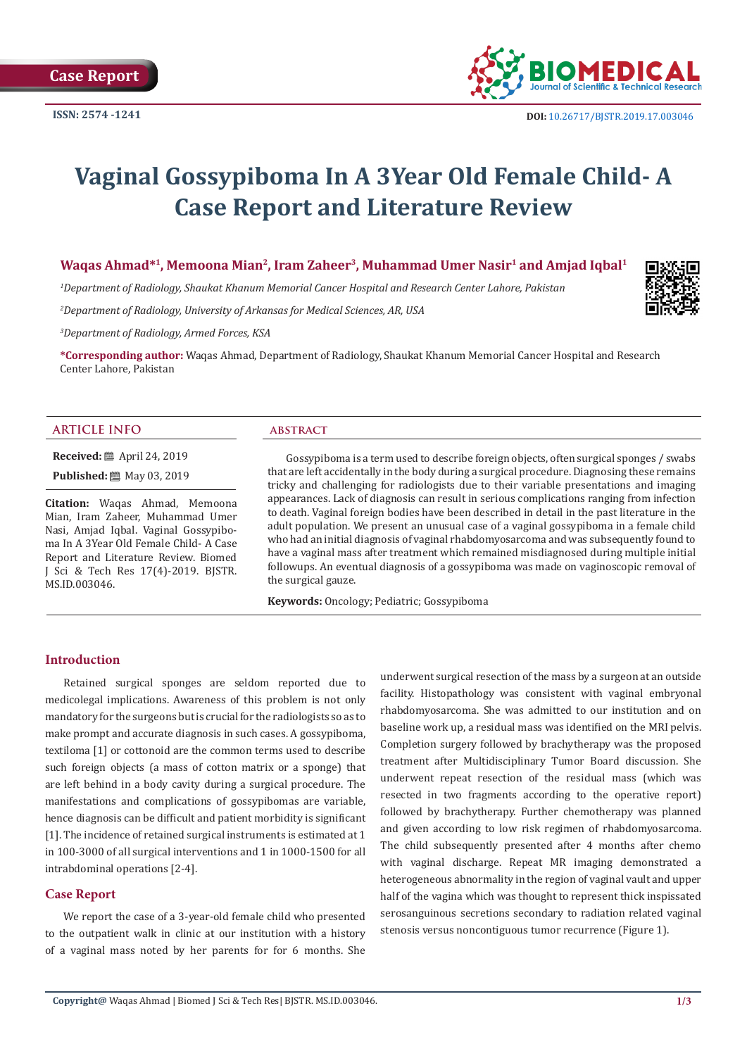Case Report

ISSN: 2574 -1241

DOI: 10.26717/BJSTR.2019.17.003046

# Vaginal Gossypiboma In A 3Year Old Female Child- A Case Report and Literature Review

**Waqas Ahmad*[1], Memoona Mian[2], Iram Zaheer[3], Muhammad Umer Nasir[1] and Amjad Iqbal[1]**

*[1]Department of Radiology, Shaukat Khanum Memorial Cancer Hospital and Research Center Lahore, Pakistan*

*[2]Department of Radiology, University of Arkansas for Medical Sciences, AR, USA*

*[3]Department of Radiology, Armed Forces, KSA*

**\*Corresponding author:** Waqas Ahmad, Department of Radiology, Shaukat Khanum Memorial Cancer Hospital and Research Center Lahore, Pakistan

## ARTICLE INFO

**Received:** April 24, 2019

**Published:** May 03, 2019

**Citation:** Waqas Ahmad, Memoona Mian, Iram Zaheer, Muhammad Umer Nasi, Amjad Iqbal. Vaginal Gossypiboma In A 3Year Old Female Child- A Case Report and Literature Review. Biomed J Sci & Tech Res 17(4)-2019. BJSTR. MS.ID.003046.

## ABSTRACT

Gossypiboma is a term used to describe foreign objects, often surgical sponges / swabs that are left accidentally in the body during a surgical procedure. Diagnosing these remains tricky and challenging for radiologists due to their variable presentations and imaging appearances. Lack of diagnosis can result in serious complications ranging from infection to death. Vaginal foreign bodies have been described in detail in the past literature in the adult population. We present an unusual case of a vaginal gossypiboma in a female child who had an initial diagnosis of vaginal rhabdomyosarcoma and was subsequently found to have a vaginal mass after treatment which remained misdiagnosed during multiple initial followups. An eventual diagnosis of a gossypiboma was made on vaginoscopic removal of the surgical gauze.

**Keywords:** Oncology; Pediatric; Gossypiboma

## Introduction

Retained surgical sponges are seldom reported due to medicolegal implications. Awareness of this problem is not only mandatory for the surgeons but is crucial for the radiologists so as to make prompt and accurate diagnosis in such cases. A gossypiboma, textiloma [1] or cottonoid are the common terms used to describe such foreign objects (a mass of cotton matrix or a sponge) that are left behind in a body cavity during a surgical procedure. The manifestations and complications of gossypibomas are variable, hence diagnosis can be difficult and patient morbidity is significant [1]. The incidence of retained surgical instruments is estimated at 1 in 100-3000 of all surgical interventions and 1 in 1000-1500 for all intrabdominal operations [2-4].

## Case Report

We report the case of a 3-year-old female child who presented to the outpatient walk in clinic at our institution with a history of a vaginal mass noted by her parents for for 6 months. She underwent surgical resection of the mass by a surgeon at an outside facility. Histopathology was consistent with vaginal embryonal rhabdomyosarcoma. She was admitted to our institution and on baseline work up, a residual mass was identified on the MRI pelvis. Completion surgery followed by brachytherapy was the proposed treatment after Multidisciplinary Tumor Board discussion. She underwent repeat resection of the residual mass (which was resected in two fragments according to the operative report) followed by brachytherapy. Further chemotherapy was planned and given according to low risk regimen of rhabdomyosarcoma. The child subsequently presented after 4 months after chemo with vaginal discharge. Repeat MR imaging demonstrated a heterogeneous abnormality in the region of vaginal vault and upper half of the vagina which was thought to represent thick inspissated serosanguinous secretions secondary to radiation related vaginal stenosis versus noncontiguous tumor recurrence (Figure 1).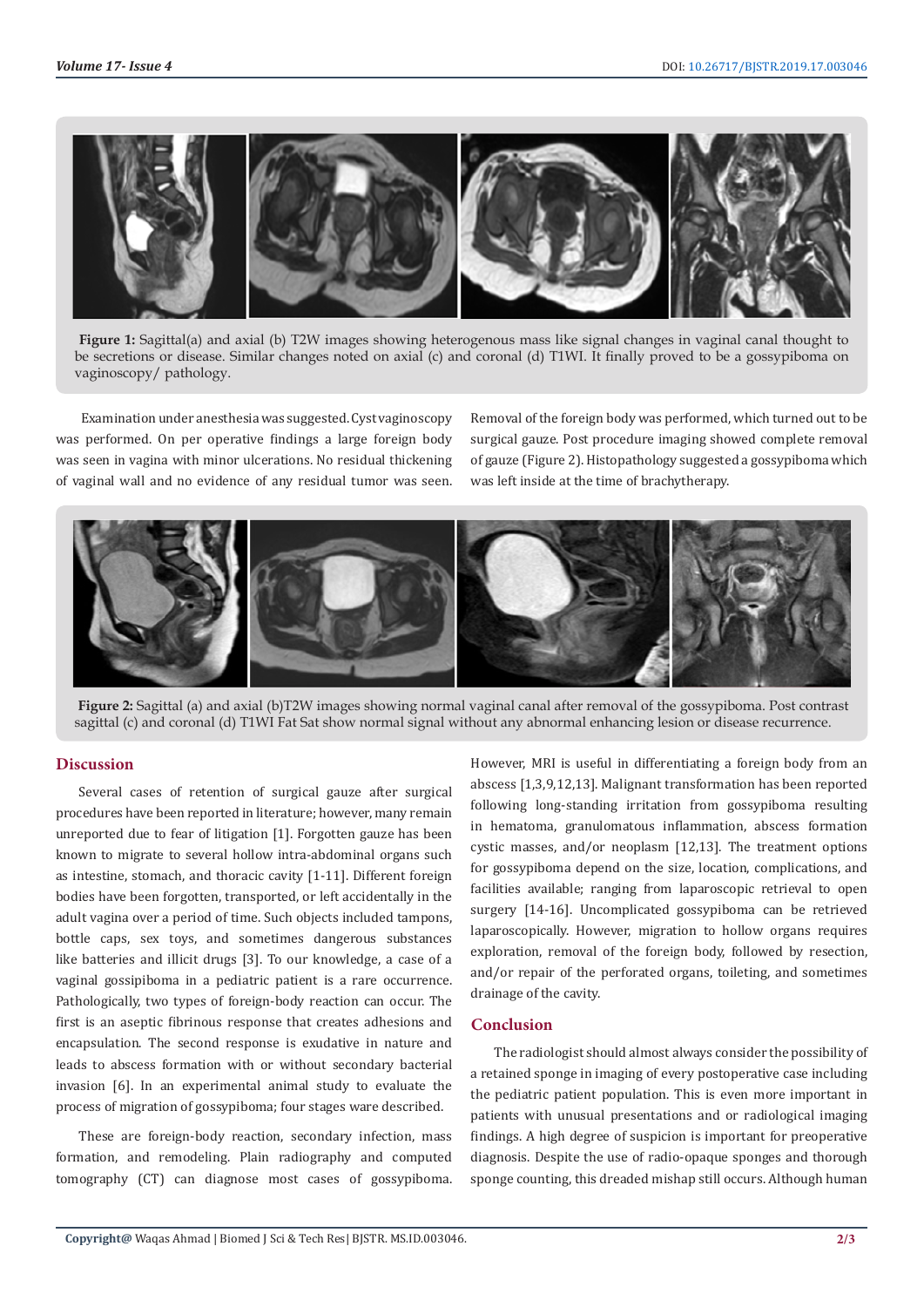**Figure 1:** Sagittal(a) and axial (b) T2W images showing heterogenous mass like signal changes in vaginal canal thought to be secretions or disease. Similar changes noted on axial (c) and coronal (d) T1WI. It finally proved to be a gossypiboma on vaginoscopy/ pathology.

Examination under anesthesia was suggested. Cyst vaginoscopy was performed. On per operative findings a large foreign body was seen in vagina with minor ulcerations. No residual thickening of vaginal wall and no evidence of any residual tumor was seen. Removal of the foreign body was performed, which turned out to be surgical gauze. Post procedure imaging showed complete removal of gauze (Figure 2). Histopathology suggested a gossypiboma which was left inside at the time of brachytherapy.

**Figure 2:** Sagittal (a) and axial (b)T2W images showing normal vaginal canal after removal of the gossypiboma. Post contrast sagittal (c) and coronal (d) T1WI Fat Sat show normal signal without any abnormal enhancing lesion or disease recurrence.

## Discussion

Several cases of retention of surgical gauze after surgical procedures have been reported in literature; however, many remain unreported due to fear of litigation [1]. Forgotten gauze has been known to migrate to several hollow intra-abdominal organs such as intestine, stomach, and thoracic cavity [1-11]. Different foreign bodies have been forgotten, transported, or left accidentally in the adult vagina over a period of time. Such objects included tampons, bottle caps, sex toys, and sometimes dangerous substances like batteries and illicit drugs [3]. To our knowledge, a case of a vaginal gossipiboma in a pediatric patient is a rare occurrence. Pathologically, two types of foreign-body reaction can occur. The first is an aseptic fibrinous response that creates adhesions and encapsulation. The second response is exudative in nature and leads to abscess formation with or without secondary bacterial invasion [6]. In an experimental animal study to evaluate the process of migration of gossypiboma; four stages ware described.

These are foreign-body reaction, secondary infection, mass formation, and remodeling. Plain radiography and computed tomography (CT) can diagnose most cases of gossypiboma. However, MRI is useful in differentiating a foreign body from an abscess [1,3,9,12,13]. Malignant transformation has been reported following long-standing irritation from gossypiboma resulting in hematoma, granulomatous inflammation, abscess formation cystic masses, and/or neoplasm [12,13]. The treatment options for gossypiboma depend on the size, location, complications, and facilities available; ranging from laparoscopic retrieval to open surgery [14-16]. Uncomplicated gossypiboma can be retrieved laparoscopically. However, migration to hollow organs requires exploration, removal of the foreign body, followed by resection, and/or repair of the perforated organs, toileting, and sometimes drainage of the cavity.

## Conclusion

The radiologist should almost always consider the possibility of a retained sponge in imaging of every postoperative case including the pediatric patient population. This is even more important in patients with unusual presentations and or radiological imaging findings. A high degree of suspicion is important for preoperative diagnosis. Despite the use of radio-opaque sponges and thorough sponge counting, this dreaded mishap still occurs. Although human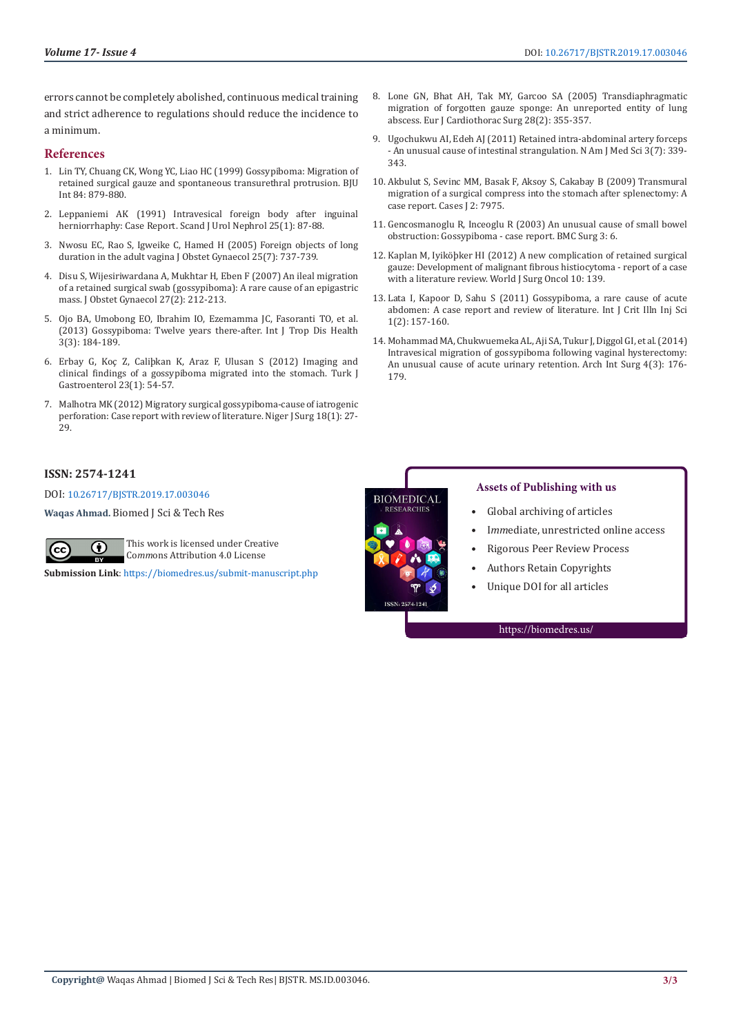errors cannot be completely abolished, continuous medical training and strict adherence to regulations should reduce the incidence to a minimum.

## References

1. Lin TY, Chuang CK, Wong YC, Liao HC (1999) Gossypiboma: Migration of retained surgical gauze and spontaneous transurethral protrusion. BJU Int 84: 879-880.
2. Leppaniemi AK (1991) Intravesical foreign body after inguinal herniorrhaphy: Case Report. Scand J Urol Nephrol 25(1): 87-88.
3. Nwosu EC, Rao S, Igweike C, Hamed H (2005) Foreign objects of long duration in the adult vagina J Obstet Gynaecol 25(7): 737-739.
4. Disu S, Wijesiriwardana A, Mukhtar H, Eben F (2007) An ileal migration of a retained surgical swab (gossypiboma): A rare cause of an epigastric mass. J Obstet Gynaecol 27(2): 212-213.
5. Ojo BA, Umobong EO, Ibrahim IO, Ezemamma JC, Fasoranti TO, et al. (2013) Gossypiboma: Twelve years there-after. Int J Trop Dis Health 3(3): 184-189.
6. Erbay G, Koç Z, Caliþkan K, Araz F, Ulusan S (2012) Imaging and clinical findings of a gossypiboma migrated into the stomach. Turk J Gastroenterol 23(1): 54-57.
7. Malhotra MK (2012) Migratory surgical gossypiboma-cause of iatrogenic perforation: Case report with review of literature. Niger J Surg 18(1): 27-29.
8. Lone GN, Bhat AH, Tak MY, Garcoo SA (2005) Transdiaphragmatic migration of forgotten gauze sponge: An unreported entity of lung abscess. Eur J Cardiothorac Surg 28(2): 355-357.
9. Ugochukwu AI, Edeh AJ (2011) Retained intra-abdominal artery forceps - An unusual cause of intestinal strangulation. N Am J Med Sci 3(7): 339-343.
10. Akbulut S, Sevinc MM, Basak F, Aksoy S, Cakabay B (2009) Transmural migration of a surgical compress into the stomach after splenectomy: A case report. Cases J 2: 7975.
11. Gencosmanoglu R, Inceoglu R (2003) An unusual cause of small bowel obstruction: Gossypiboma - case report. BMC Surg 3: 6.
12. Kaplan M, Iyiköþker HI (2012) A new complication of retained surgical gauze: Development of malignant fibrous histiocytoma - report of a case with a literature review. World J Surg Oncol 10: 139.
13. Lata I, Kapoor D, Sahu S (2011) Gossypiboma, a rare cause of acute abdomen: A case report and review of literature. Int J Crit Illn Inj Sci 1(2): 157-160.
14. Mohammad MA, Chukwuemeka AL, Aji SA, Tukur J, Diggol GI, et al. (2014) Intravesical migration of gossypiboma following vaginal hysterectomy: An unusual cause of acute urinary retention. Arch Int Surg 4(3): 176-179.

**ISSN: 2574-1241**

DOI: 10.26717/BJSTR.2019.17.003046

**Waqas Ahmad.** Biomed J Sci & Tech Res

This work is licensed under Creative Commons Attribution 4.0 License

**Submission Link**: https://biomedres.us/submit-manuscript.php

**Assets of Publishing with us**

- Global archiving of articles
- Immediate, unrestricted online access
- Rigorous Peer Review Process
- Authors Retain Copyrights
- Unique DOI for all articles

https://biomedres.us/